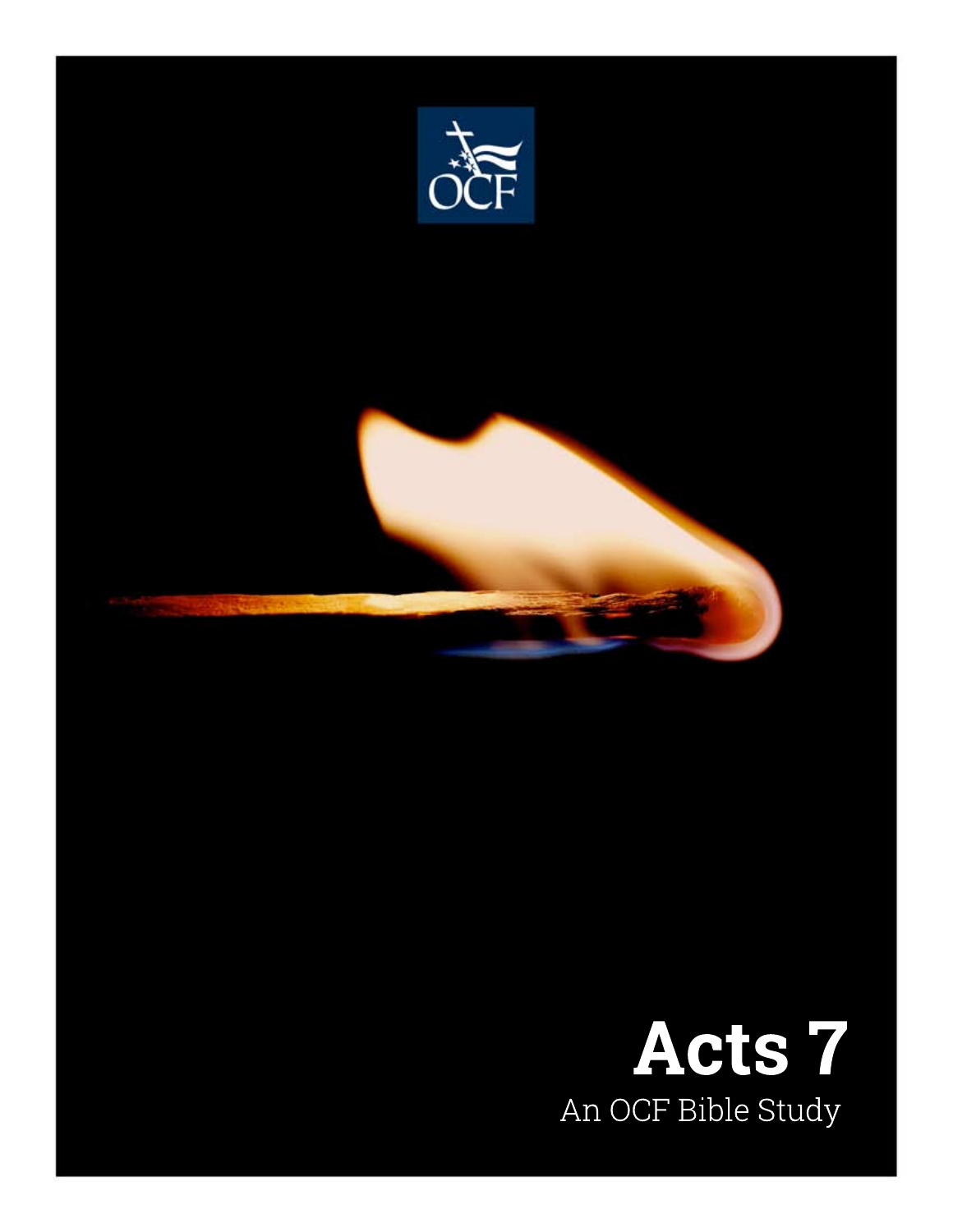OCF

# Acts 7

An OCF Bible Study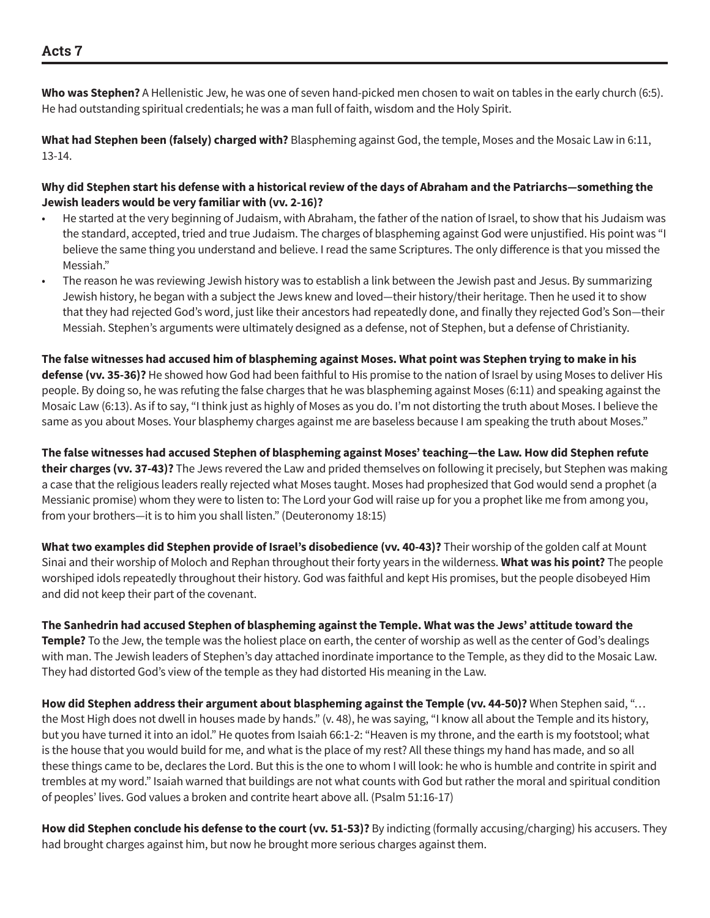## Acts 7

**Who was Stephen?** A Hellenistic Jew, he was one of seven hand-picked men chosen to wait on tables in the early church (6:5). He had outstanding spiritual credentials; he was a man full of faith, wisdom and the Holy Spirit.

**What had Stephen been (falsely) charged with?** Blaspheming against God, the temple, Moses and the Mosaic Law in 6:11, 13-14.

**Why did Stephen start his defense with a historical review of the days of Abraham and the Patriarchs—something the Jewish leaders would be very familiar with (vv. 2-16)?**

- He started at the very beginning of Judaism, with Abraham, the father of the nation of Israel, to show that his Judaism was the standard, accepted, tried and true Judaism. The charges of blaspheming against God were unjustified. His point was "I believe the same thing you understand and believe. I read the same Scriptures. The only difference is that you missed the Messiah."
- The reason he was reviewing Jewish history was to establish a link between the Jewish past and Jesus. By summarizing Jewish history, he began with a subject the Jews knew and loved—their history/their heritage. Then he used it to show that they had rejected God's word, just like their ancestors had repeatedly done, and finally they rejected God's Son—their Messiah. Stephen's arguments were ultimately designed as a defense, not of Stephen, but a defense of Christianity.

**The false witnesses had accused him of blaspheming against Moses. What point was Stephen trying to make in his defense (vv. 35-36)?** He showed how God had been faithful to His promise to the nation of Israel by using Moses to deliver His people. By doing so, he was refuting the false charges that he was blaspheming against Moses (6:11) and speaking against the Mosaic Law (6:13). As if to say, "I think just as highly of Moses as you do. I'm not distorting the truth about Moses. I believe the same as you about Moses. Your blasphemy charges against me are baseless because I am speaking the truth about Moses."

**The false witnesses had accused Stephen of blaspheming against Moses' teaching—the Law. How did Stephen refute their charges (vv. 37-43)?** The Jews revered the Law and prided themselves on following it precisely, but Stephen was making a case that the religious leaders really rejected what Moses taught. Moses had prophesized that God would send a prophet (a Messianic promise) whom they were to listen to: The Lord your God will raise up for you a prophet like me from among you, from your brothers—it is to him you shall listen." (Deuteronomy 18:15)

**What two examples did Stephen provide of Israel's disobedience (vv. 40-43)?** Their worship of the golden calf at Mount Sinai and their worship of Moloch and Rephan throughout their forty years in the wilderness. **What was his point?** The people worshiped idols repeatedly throughout their history. God was faithful and kept His promises, but the people disobeyed Him and did not keep their part of the covenant.

**The Sanhedrin had accused Stephen of blaspheming against the Temple. What was the Jews' attitude toward the Temple?** To the Jew, the temple was the holiest place on earth, the center of worship as well as the center of God's dealings with man. The Jewish leaders of Stephen's day attached inordinate importance to the Temple, as they did to the Mosaic Law. They had distorted God's view of the temple as they had distorted His meaning in the Law.

**How did Stephen address their argument about blaspheming against the Temple (vv. 44-50)?** When Stephen said, "… the Most High does not dwell in houses made by hands." (v. 48), he was saying, "I know all about the Temple and its history, but you have turned it into an idol." He quotes from Isaiah 66:1-2: "Heaven is my throne, and the earth is my footstool; what is the house that you would build for me, and what is the place of my rest? All these things my hand has made, and so all these things came to be, declares the Lord. But this is the one to whom I will look: he who is humble and contrite in spirit and trembles at my word." Isaiah warned that buildings are not what counts with God but rather the moral and spiritual condition of peoples' lives. God values a broken and contrite heart above all. (Psalm 51:16-17)

**How did Stephen conclude his defense to the court (vv. 51-53)?** By indicting (formally accusing/charging) his accusers. They had brought charges against him, but now he brought more serious charges against them.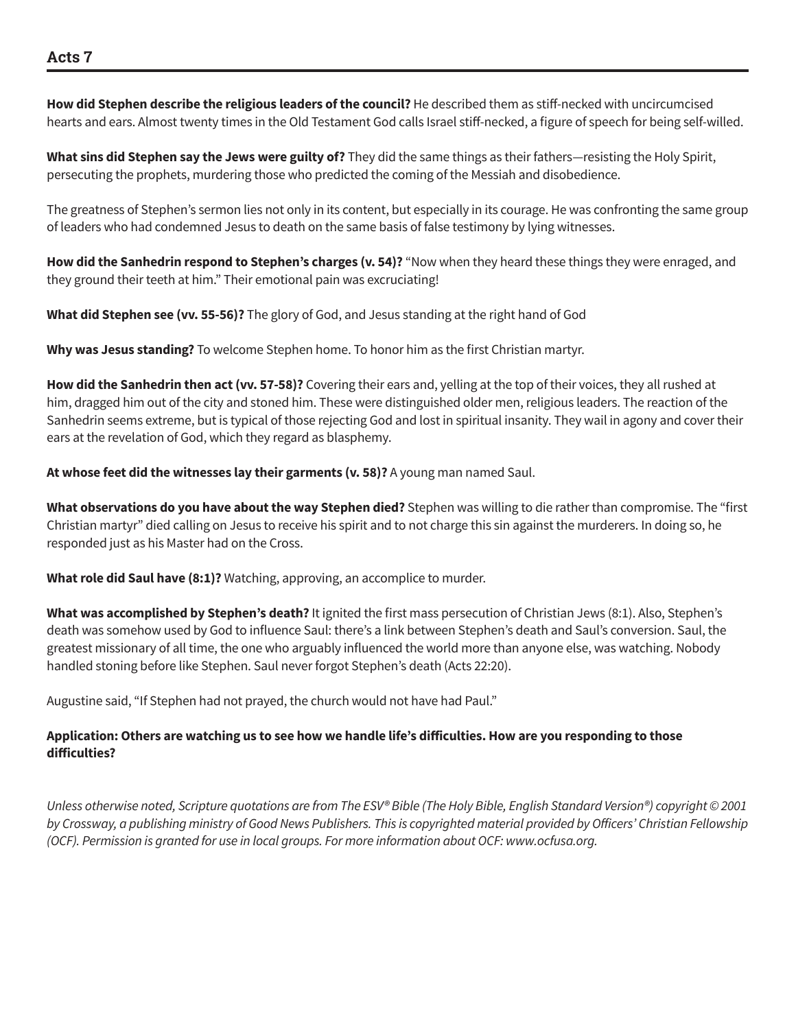## Acts 7

**How did Stephen describe the religious leaders of the council?** He described them as stiff-necked with uncircumcised hearts and ears. Almost twenty times in the Old Testament God calls Israel stiff-necked, a figure of speech for being self-willed.

**What sins did Stephen say the Jews were guilty of?** They did the same things as their fathers—resisting the Holy Spirit, persecuting the prophets, murdering those who predicted the coming of the Messiah and disobedience.

The greatness of Stephen's sermon lies not only in its content, but especially in its courage. He was confronting the same group of leaders who had condemned Jesus to death on the same basis of false testimony by lying witnesses.

**How did the Sanhedrin respond to Stephen's charges (v. 54)?** "Now when they heard these things they were enraged, and they ground their teeth at him." Their emotional pain was excruciating!

**What did Stephen see (vv. 55-56)?** The glory of God, and Jesus standing at the right hand of God

**Why was Jesus standing?** To welcome Stephen home. To honor him as the first Christian martyr.

**How did the Sanhedrin then act (vv. 57-58)?** Covering their ears and, yelling at the top of their voices, they all rushed at him, dragged him out of the city and stoned him. These were distinguished older men, religious leaders. The reaction of the Sanhedrin seems extreme, but is typical of those rejecting God and lost in spiritual insanity. They wail in agony and cover their ears at the revelation of God, which they regard as blasphemy.

**At whose feet did the witnesses lay their garments (v. 58)?** A young man named Saul.

**What observations do you have about the way Stephen died?** Stephen was willing to die rather than compromise. The "first Christian martyr" died calling on Jesus to receive his spirit and to not charge this sin against the murderers. In doing so, he responded just as his Master had on the Cross.

**What role did Saul have (8:1)?** Watching, approving, an accomplice to murder.

**What was accomplished by Stephen's death?** It ignited the first mass persecution of Christian Jews (8:1). Also, Stephen's death was somehow used by God to influence Saul: there's a link between Stephen's death and Saul's conversion. Saul, the greatest missionary of all time, the one who arguably influenced the world more than anyone else, was watching. Nobody handled stoning before like Stephen. Saul never forgot Stephen's death (Acts 22:20).

Augustine said, "If Stephen had not prayed, the church would not have had Paul."

**Application: Others are watching us to see how we handle life's difficulties. How are you responding to those difficulties?**

*Unless otherwise noted, Scripture quotations are from The ESV® Bible (The Holy Bible, English Standard Version®) copyright © 2001 by Crossway, a publishing ministry of Good News Publishers. This is copyrighted material provided by Officers' Christian Fellowship (OCF). Permission is granted for use in local groups. For more information about OCF: www.ocfusa.org.*